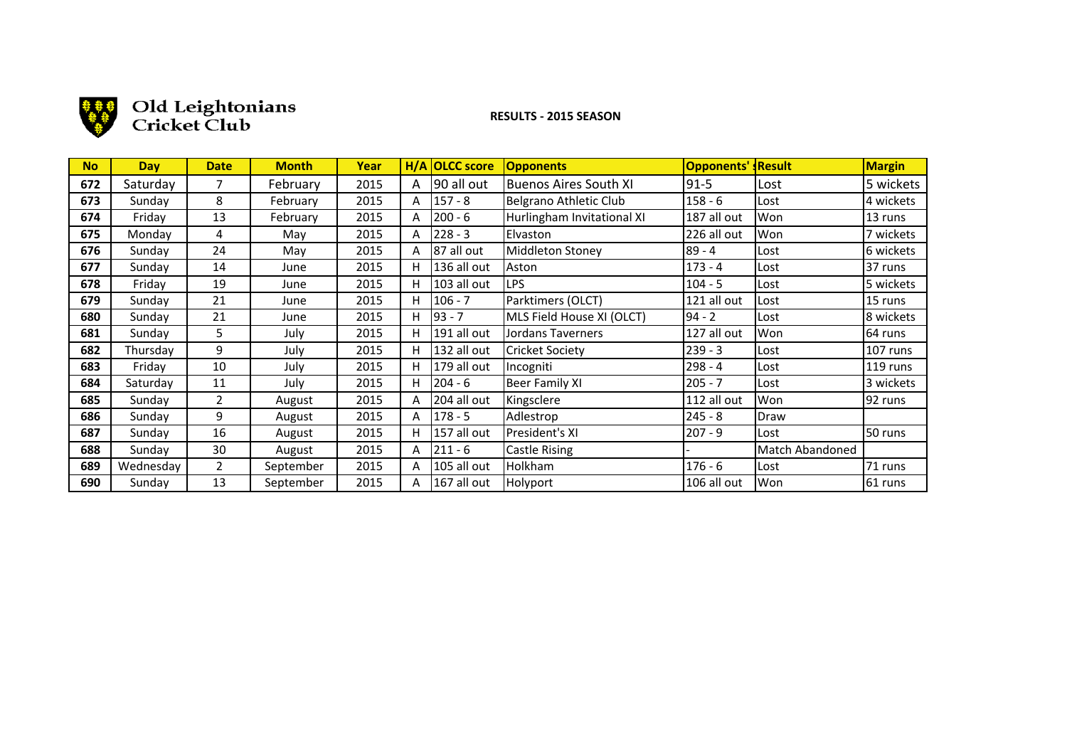Old Leightonians Cricket Club

**RESULTS - 2015 SEASON**

| No | Day | Date | Month | Year | H/A | OLCC score | Opponents | Opponents' s | Result | Margin |
|---|---|---|---|---|---|---|---|---|---|---|
| 672 | Saturday | 7 | February | 2015 | A | 90 all out | Buenos Aires South XI | 91-5 | Lost | 5 wickets |
| 673 | Sunday | 8 | February | 2015 | A | 157 - 8 | Belgrano Athletic Club | 158 - 6 | Lost | 4 wickets |
| 674 | Friday | 13 | February | 2015 | A | 200 - 6 | Hurlingham Invitational XI | 187 all out | Won | 13 runs |
| 675 | Monday | 4 | May | 2015 | A | 228 - 3 | Elvaston | 226 all out | Won | 7 wickets |
| 676 | Sunday | 24 | May | 2015 | A | 87 all out | Middleton Stoney | 89 - 4 | Lost | 6 wickets |
| 677 | Sunday | 14 | June | 2015 | H | 136 all out | Aston | 173 - 4 | Lost | 37 runs |
| 678 | Friday | 19 | June | 2015 | H | 103 all out | LPS | 104 - 5 | Lost | 5 wickets |
| 679 | Sunday | 21 | June | 2015 | H | 106 - 7 | Parktimers (OLCT) | 121 all out | Lost | 15 runs |
| 680 | Sunday | 21 | June | 2015 | H | 93 - 7 | MLS Field House XI (OLCT) | 94 - 2 | Lost | 8 wickets |
| 681 | Sunday | 5 | July | 2015 | H | 191 all out | Jordans Taverners | 127 all out | Won | 64 runs |
| 682 | Thursday | 9 | July | 2015 | H | 132 all out | Cricket Society | 239 - 3 | Lost | 107 runs |
| 683 | Friday | 10 | July | 2015 | H | 179 all out | Incogniti | 298 - 4 | Lost | 119 runs |
| 684 | Saturday | 11 | July | 2015 | H | 204 - 6 | Beer Family XI | 205 - 7 | Lost | 3 wickets |
| 685 | Sunday | 2 | August | 2015 | A | 204 all out | Kingsclere | 112 all out | Won | 92 runs |
| 686 | Sunday | 9 | August | 2015 | A | 178 - 5 | Adlestrop | 245 - 8 | Draw | |
| 687 | Sunday | 16 | August | 2015 | H | 157 all out | President's XI | 207 - 9 | Lost | 50 runs |
| 688 | Sunday | 30 | August | 2015 | A | 211 - 6 | Castle Rising | - | Match Abandoned | |
| 689 | Wednesday | 2 | September | 2015 | A | 105 all out | Holkham | 176 - 6 | Lost | 71 runs |
| 690 | Sunday | 13 | September | 2015 | A | 167 all out | Holyport | 106 all out | Won | 61 runs |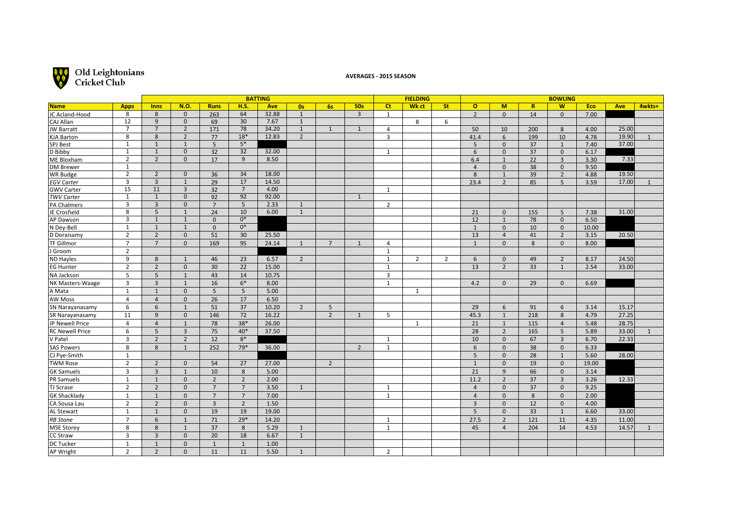# Old Leightonians Cricket Club

**AVERAGES - 2015 SEASON**

| | | BATTING | | | | | | | | FIELDING | | | BOWLING | | | | | | |
|---|---|---|---|---|---|---|---|---|---|---|---|---|---|---|---|---|---|---|---|
| **Name** | **Apps** | **Inns** | **N.O.** | **Runs** | **H.S.** | **Ave** | **0s** | **6s** | **50s** | **Ct** | **Wk ct** | **St** | **O** | **M** | **R** | **W** | **Eco** | **Ave** | **4wkts+** |
| JC Acland-Hood | 8 | 8 | 0 | 263 | 64 | 32.88 | 1 | | 3 | 1 | | | 2 | 0 | 14 | 0 | 7.00 | | |
| CAJ Allan | 12 | 9 | 0 | 69 | 30 | 7.67 | 1 | | | | 8 | 6 | | | | | | | |
| JW Barratt | 7 | 7 | 2 | 171 | 78 | 34.20 | 1 | 1 | 1 | 4 | | | 50 | 10 | 200 | 8 | 4.00 | 25.00 | |
| KJA Barton | 8 | 8 | 2 | 77 | 18* | 12.83 | 2 | | | 3 | | | 41.4 | 6 | 199 | 10 | 4.78 | 19.90 | 1 |
| SPJ Best | 1 | 1 | 1 | 5 | 5* | | | | | | | | 5 | 0 | 37 | 1 | 7.40 | 37.00 | |
| D Bibby | 1 | 1 | 0 | 32 | 32 | 32.00 | | | | 1 | | | 6 | 0 | 37 | 0 | 6.17 | | |
| ME Bloxham | 2 | 2 | 0 | 17 | 9 | 8.50 | | | | | | | 6.4 | 1 | 22 | 3 | 3.30 | 7.33 | |
| DM Brewer | 1 | | | | | | | | | | | | 4 | 0 | 38 | 0 | 9.50 | | |
| WR Budge | 2 | 2 | 0 | 36 | 34 | 18.00 | | | | | | | 8 | 1 | 39 | 2 | 4.88 | 19.50 | |
| *EGV Carter* | 3 | 3 | 1 | 29 | 17 | 14.50 | | | | | | | 23.4 | 2 | 85 | 5 | 3.59 | 17.00 | 1 |
| GWV Carter | 15 | 11 | 3 | 32 | 7 | 4.00 | | | | 1 | | | | | | | | | |
| *TWV Carter* | 1 | 1 | 0 | 92 | 92 | 92.00 | | | 1 | | | | | | | | | | |
| PA Chalmers | 3 | 3 | 0 | 7 | 5 | 2.33 | 1 | | | 2 | | | | | | | | | |
| JE Crosfield | 8 | 5 | 1 | 24 | 10 | 6.00 | 1 | | | | | | 21 | 0 | 155 | 5 | 7.38 | 31.00 | |
| AP Dawson | 3 | 1 | 1 | 0 | 0* | | | | | | | | 12 | 1 | 78 | 0 | 6.50 | | |
| N Dey-Bell | 1 | 1 | 1 | 0 | 0* | | | | | | | | 1 | 0 | 10 | 0 | 10.00 | | |
| D Doraisamy | 2 | 2 | 0 | 51 | 30 | 25.50 | | | | | | | 13 | 4 | 41 | 2 | 3.15 | 20.50 | |
| TF Gillmor | 7 | 7 | 0 | 169 | 95 | 24.14 | 1 | 7 | 1 | 4 | | | 1 | 0 | 8 | 0 | 8.00 | | |
| J Groom | 2 | | | | | | | | | 1 | | | | | | | | | |
| ND Hayles | 9 | 8 | 1 | 46 | 23 | 6.57 | 2 | | | 1 | 2 | 2 | 6 | 0 | 49 | 2 | 8.17 | 24.50 | |
| EG Hunter | 2 | 2 | 0 | 30 | 22 | 15.00 | | | | 1 | | | 13 | 2 | 33 | 1 | 2.54 | 33.00 | |
| NA Jackson | 5 | 5 | 1 | 43 | 14 | 10.75 | | | | 3 | | | | | | | | | |
| NK Masters-Waage | 3 | 3 | 1 | 16 | 6* | 8.00 | | | | 1 | | | 4.2 | 0 | 29 | 0 | 6.69 | | |
| A Mata | 1 | 1 | 0 | 5 | 5 | 5.00 | | | | | 1 | | | | | | | | |
| AW Moss | 4 | 4 | 0 | 26 | 17 | 6.50 | | | | | | | | | | | | | |
| SN Narayanasamy | 6 | 6 | 1 | 51 | 37 | 10.20 | 2 | 5 | | | | | 29 | 6 | 91 | 6 | 3.14 | 15.17 | |
| SR Narayanasamy | 11 | 9 | 0 | 146 | 72 | 16.22 | | 2 | 1 | 5 | | | 45.3 | 1 | 218 | 8 | 4.79 | 27.25 | |
| JP Newell Price | 4 | 4 | 1 | 78 | 38* | 26.00 | | | | | 1 | | 21 | 1 | 115 | 4 | 5.48 | 28.75 | |
| RC Newell Price | 6 | 5 | 3 | 75 | 40* | 37.50 | | | | | | | 28 | 2 | 165 | 5 | 5.89 | 33.00 | 1 |
| V Patel | 3 | 2 | 2 | 12 | 8* | | | | | 1 | | | 10 | 0 | 67 | 3 | 6.70 | 22.33 | |
| SAS Powers | 8 | 8 | 1 | 252 | 79* | 36.00 | | | 2 | 1 | | | 6 | 0 | 38 | 0 | 6.33 | | |
| CJ Pye-Smith | 1 | | | | | | | | | | | | 5 | 0 | 28 | 1 | 5.60 | 28.00 | |
| TWM Rose | 2 | 2 | 0 | 54 | 27 | 27.00 | | 2 | | | | | 1 | 0 | 19 | 0 | 19.00 | | |
| GK Samuels | 3 | 3 | 1 | 10 | 8 | 5.00 | | | | | | | 21 | 9 | 66 | 0 | 3.14 | | |
| PR Samuels | 1 | 1 | 0 | 2 | 2 | 2.00 | | | | | | | 11.2 | 2 | 37 | 3 | 3.26 | 12.33 | |
| TJ Scrase | 2 | 2 | 0 | 7 | 7 | 3.50 | 1 | | | 1 | | | 4 | 0 | 37 | 0 | 9.25 | | |
| GK Shacklady | 1 | 1 | 0 | 7 | 7 | 7.00 | | | | 1 | | | 4 | 0 | 8 | 0 | 2.00 | | |
| CA Sousa Lau | 2 | 2 | 0 | 3 | 2 | 1.50 | | | | | | | 3 | 0 | 12 | 0 | 4.00 | | |
| AL Stewart | 1 | 1 | 0 | 19 | 19 | 19.00 | | | | | | | 5 | 0 | 33 | 1 | 6.60 | 33.00 | |
| *RB Stone* | 7 | 6 | 1 | 71 | 29* | 14.20 | | | | 1 | | | 27.5 | 2 | 121 | 11 | 4.35 | 11.00 | |
| MSE Storey | 8 | 8 | 1 | 37 | 8 | 5.29 | 1 | | | 1 | | | 45 | 4 | 204 | 14 | 4.53 | 14.57 | 1 |
| CC Straw | 3 | 3 | 0 | 20 | 18 | 6.67 | 1 | | | | | | | | | | | | |
| DC Tucker | 1 | 1 | 0 | 1 | 1 | 1.00 | | | | | | | | | | | | | |
| AP Wright | 2 | 2 | 0 | 11 | 11 | 5.50 | 1 | | | 2 | | | | | | | | | |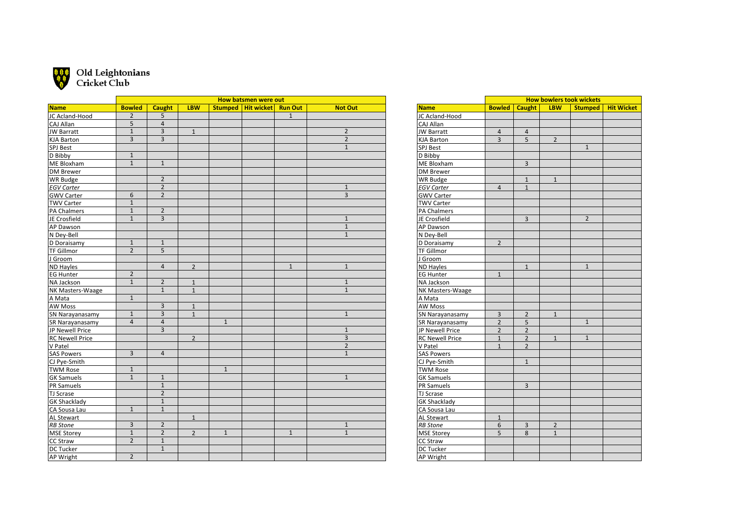# Old Leightonians Cricket Club

| Name | How batsmen were out | | | | | | |
|---|---|---|---|---|---|---|---|
| | Bowled | Caught | LBW | Stumped | Hit wicket | Run Out | Not Out |
| JC Acland-Hood | 2 | 5 | | | | 1 | |
| CAJ Allan | 5 | 4 | | | | | |
| JW Barratt | 1 | 3 | 1 | | | | 2 |
| KJA Barton | 3 | 3 | | | | | 2 |
| SPJ Best | | | | | | | 1 |
| D Bibby | 1 | | | | | | |
| ME Bloxham | 1 | 1 | | | | | |
| DM Brewer | | | | | | | |
| WR Budge | | 2 | | | | | |
| *EGV Carter* | | 2 | | | | | 1 |
| GWV Carter | 6 | 2 | | | | | 3 |
| TWV Carter | 1 | | | | | | |
| PA Chalmers | 1 | 2 | | | | | |
| JE Crosfield | 1 | 3 | | | | | 1 |
| AP Dawson | | | | | | | 1 |
| N Dey-Bell | | | | | | | 1 |
| D Doraisamy | 1 | 1 | | | | | |
| TF Gillmor | 2 | 5 | | | | | |
| J Groom | | | | | | | |
| ND Hayles | | 4 | 2 | | | 1 | 1 |
| EG Hunter | 2 | | | | | | |
| NA Jackson | 1 | 2 | 1 | | | | 1 |
| NK Masters-Waage | | 1 | 1 | | | | 1 |
| A Mata | 1 | | | | | | |
| AW Moss | | 3 | 1 | | | | |
| SN Narayanasamy | 1 | 3 | 1 | | | | 1 |
| SR Narayanasamy | 4 | 4 | | 1 | | | |
| JP Newell Price | | 3 | | | | | 1 |
| RC Newell Price | | | 2 | | | | 3 |
| V Patel | | | | | | | 2 |
| SAS Powers | 3 | 4 | | | | | 1 |
| CJ Pye-Smith | | | | | | | |
| TWM Rose | 1 | | | 1 | | | |
| GK Samuels | 1 | 1 | | | | | 1 |
| PR Samuels | | 1 | | | | | |
| TJ Scrase | | 2 | | | | | |
| GK Shacklady | | 1 | | | | | |
| CA Sousa Lau | 1 | 1 | | | | | |
| AL Stewart | | | 1 | | | | |
| *RB Stone* | 3 | 2 | | | | | 1 |
| MSE Storey | 1 | 2 | 2 | 1 | | 1 | 1 |
| CC Straw | 2 | 1 | | | | | |
| DC Tucker | | 1 | | | | | |
| AP Wright | 2 | | | | | | |

| Name | How bowlers took wickets | | | | |
|---|---|---|---|---|---|
| | Bowled | Caught | LBW | Stumped | Hit Wicket |
| JC Acland-Hood | | | | | |
| CAJ Allan | | | | | |
| JW Barratt | 4 | 4 | | | |
| KJA Barton | 3 | 5 | 2 | | |
| SPJ Best | | | | 1 | |
| D Bibby | | | | | |
| ME Bloxham | | 3 | | | |
| DM Brewer | | | | | |
| WR Budge | | 1 | 1 | | |
| *EGV Carter* | 4 | 1 | | | |
| GWV Carter | | | | | |
| TWV Carter | | | | | |
| PA Chalmers | | | | | |
| JE Crosfield | | 3 | | 2 | |
| AP Dawson | | | | | |
| N Dey-Bell | | | | | |
| D Doraisamy | 2 | | | | |
| TF Gillmor | | | | | |
| J Groom | | | | | |
| ND Hayles | | 1 | | 1 | |
| EG Hunter | 1 | | | | |
| NA Jackson | | | | | |
| NK Masters-Waage | | | | | |
| A Mata | | | | | |
| AW Moss | | | | | |
| SN Narayanasamy | 3 | 2 | 1 | | |
| SR Narayanasamy | 2 | 5 | | 1 | |
| JP Newell Price | 2 | 2 | | | |
| RC Newell Price | 1 | 2 | 1 | 1 | |
| V Patel | 1 | 2 | | | |
| SAS Powers | | | | | |
| CJ Pye-Smith | | 1 | | | |
| TWM Rose | | | | | |
| GK Samuels | | | | | |
| PR Samuels | | 3 | | | |
| TJ Scrase | | | | | |
| GK Shacklady | | | | | |
| CA Sousa Lau | | | | | |
| AL Stewart | 1 | | | | |
| *RB Stone* | 6 | 3 | 2 | | |
| MSE Storey | 5 | 8 | 1 | | |
| CC Straw | | | | | |
| DC Tucker | | | | | |
| AP Wright | | | | | |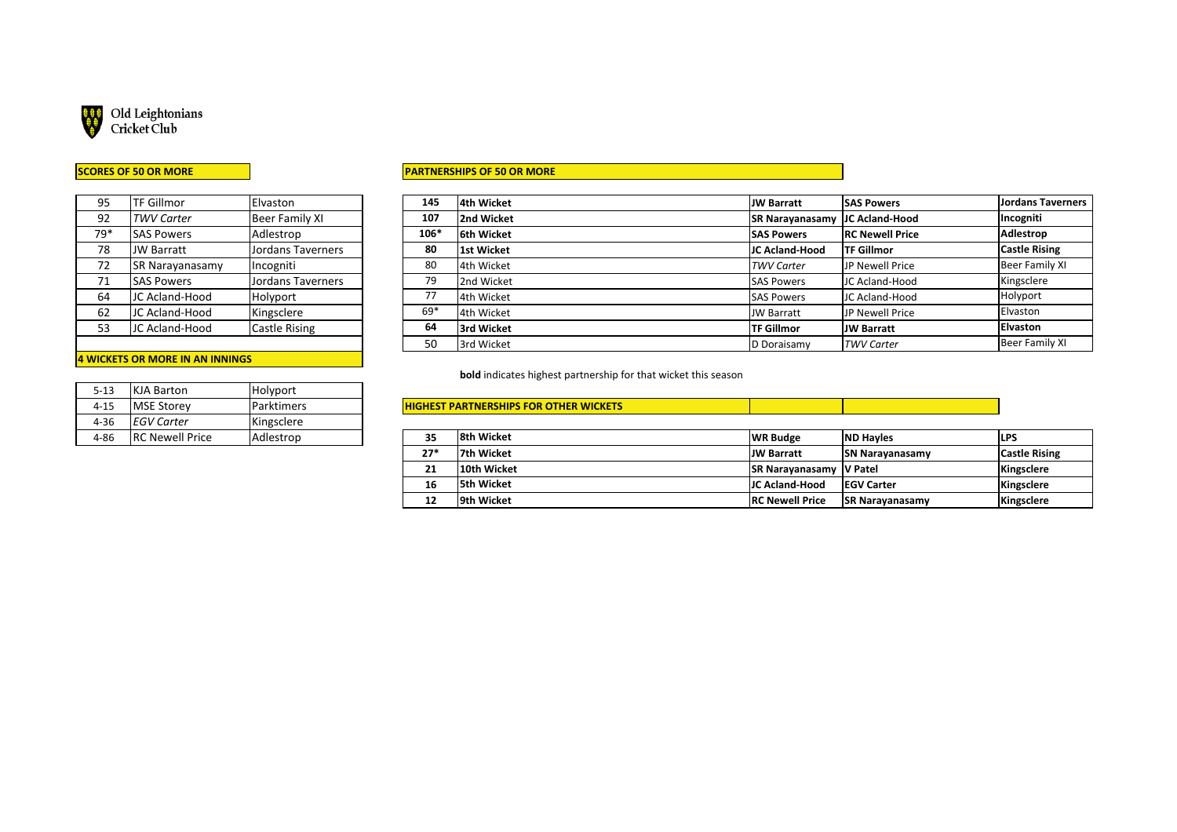Old Leightonians Cricket Club

## SCORES OF 50 OR MORE

| | | |
|---|---|---|
| 95 | TF Gillmor | Elvaston |
| 92 | *TWV Carter* | Beer Family XI |
| 79* | SAS Powers | Adlestrop |
| 78 | JW Barratt | Jordans Taverners |
| 72 | SR Narayanasamy | Incogniti |
| 71 | SAS Powers | Jordans Taverners |
| 64 | JC Acland-Hood | Holyport |
| 62 | JC Acland-Hood | Kingsclere |
| 53 | JC Acland-Hood | Castle Rising |

## 4 WICKETS OR MORE IN AN INNINGS

| | | |
|---|---|---|
| 5-13 | KJA Barton | Holyport |
| 4-15 | MSE Storey | Parktimers |
| 4-36 | *EGV Carter* | Kingsclere |
| 4-86 | RC Newell Price | Adlestrop |

## PARTNERSHIPS OF 50 OR MORE

| | | | | |
|---|---|---|---|---|
| **145** | **4th Wicket** | **JW Barratt** | **SAS Powers** | **Jordans Taverners** |
| **107** | **2nd Wicket** | **SR Narayanasamy** | **JC Acland-Hood** | **Incogniti** |
| **106*** | **6th Wicket** | **SAS Powers** | **RC Newell Price** | **Adlestrop** |
| **80** | **1st Wicket** | **JC Acland-Hood** | **TF Gillmor** | **Castle Rising** |
| 80 | 4th Wicket | *TWV Carter* | JP Newell Price | Beer Family XI |
| 79 | 2nd Wicket | SAS Powers | JC Acland-Hood | Kingsclere |
| 77 | 4th Wicket | SAS Powers | JC Acland-Hood | Holyport |
| 69* | 4th Wicket | JW Barratt | JP Newell Price | Elvaston |
| **64** | **3rd Wicket** | **TF Gillmor** | **JW Barratt** | **Elvaston** |
| 50 | 3rd Wicket | D Doraisamy | *TWV Carter* | Beer Family XI |

**bold** indicates highest partnership for that wicket this season

## HIGHEST PARTNERSHIPS FOR OTHER WICKETS

| | | | | |
|---|---|---|---|---|
| **35** | **8th Wicket** | **WR Budge** | **ND Hayles** | **LPS** |
| **27*** | **7th Wicket** | **JW Barratt** | **SN Narayanasamy** | **Castle Rising** |
| **21** | **10th Wicket** | **SR Narayanasamy** | **V Patel** | **Kingsclere** |
| **16** | **5th Wicket** | **JC Acland-Hood** | **EGV Carter** | **Kingsclere** |
| **12** | **9th Wicket** | **RC Newell Price** | **SR Narayanasamy** | **Kingsclere** |